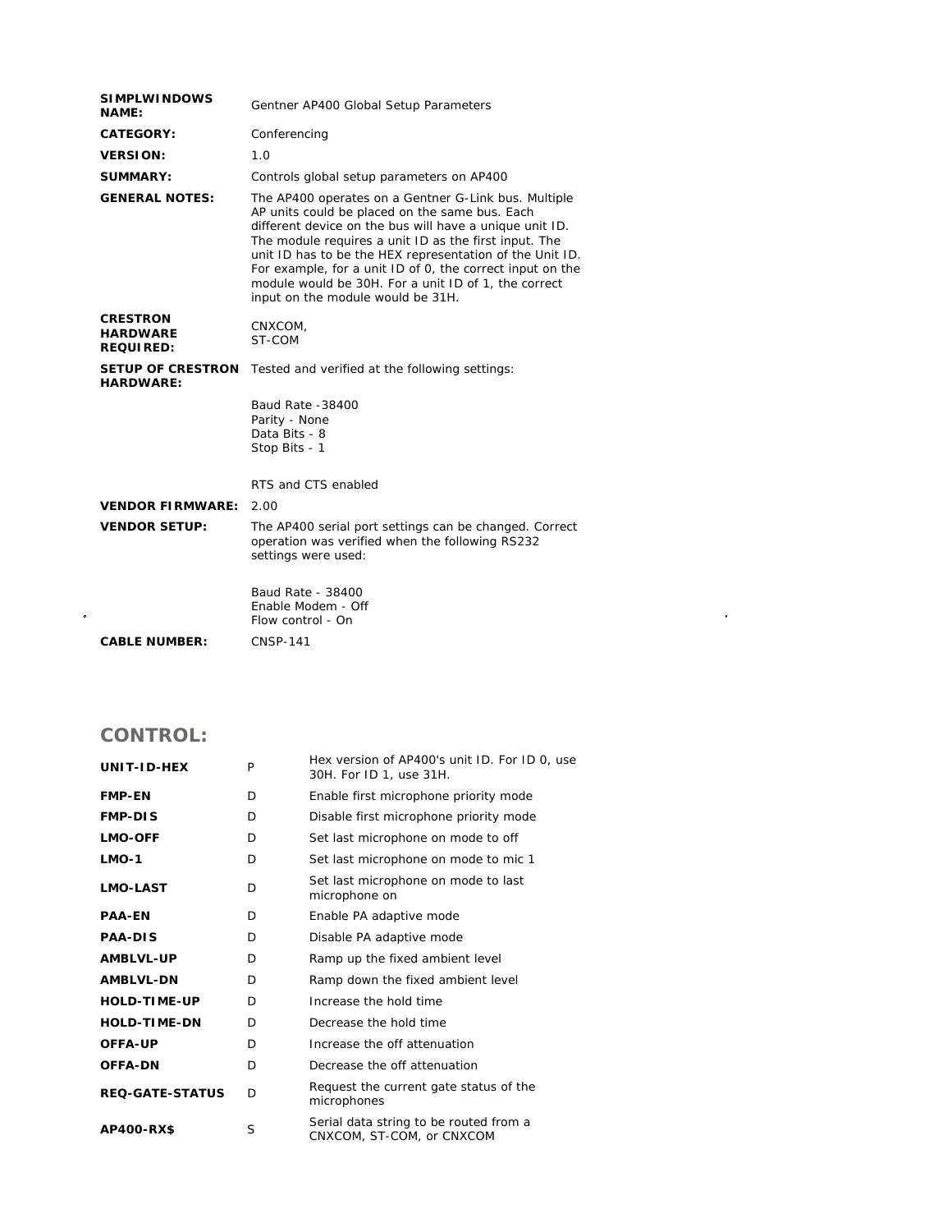| | |
|---|---|
| **SIMPLWINDOWS NAME:** | Gentner AP400 Global Setup Parameters |
| **CATEGORY:** | Conferencing |
| **VERSION:** | 1.0 |
| **SUMMARY:** | Controls global setup parameters on AP400 |
| **GENERAL NOTES:** | The AP400 operates on a Gentner G-Link bus. Multiple AP units could be placed on the same bus. Each different device on the bus will have a unique unit ID. The module requires a unit ID as the first input. The unit ID has to be the HEX representation of the Unit ID. For example, for a unit ID of 0, the correct input on the module would be 30H. For a unit ID of 1, the correct input on the module would be 31H. |
| **CRESTRON HARDWARE REQUIRED:** | CNXCOM,<br>ST-COM |
| **SETUP OF CRESTRON HARDWARE:** | Tested and verified at the following settings:<br><br>Baud Rate -38400<br>Parity - None<br>Data Bits - 8<br>Stop Bits - 1<br><br>RTS and CTS enabled |
| **VENDOR FIRMWARE:** | 2.00 |
| **VENDOR SETUP:** | The AP400 serial port settings can be changed. Correct operation was verified when the following RS232 settings were used:<br><br>Baud Rate - 38400<br>Enable Modem - Off<br>Flow control - On |
| **CABLE NUMBER:** | CNSP-141 |

## CONTROL:

| | | |
|---|---|---|
| **UNIT-ID-HEX** | P | Hex version of AP400's unit ID. For ID 0, use 30H. For ID 1, use 31H. |
| **FMP-EN** | D | Enable first microphone priority mode |
| **FMP-DIS** | D | Disable first microphone priority mode |
| **LMO-OFF** | D | Set last microphone on mode to off |
| **LMO-1** | D | Set last microphone on mode to mic 1 |
| **LMO-LAST** | D | Set last microphone on mode to last microphone on |
| **PAA-EN** | D | Enable PA adaptive mode |
| **PAA-DIS** | D | Disable PA adaptive mode |
| **AMBLVL-UP** | D | Ramp up the fixed ambient level |
| **AMBLVL-DN** | D | Ramp down the fixed ambient level |
| **HOLD-TIME-UP** | D | Increase the hold time |
| **HOLD-TIME-DN** | D | Decrease the hold time |
| **OFFA-UP** | D | Increase the off attenuation |
| **OFFA-DN** | D | Decrease the off attenuation |
| **REQ-GATE-STATUS** | D | Request the current gate status of the microphones |
| **AP400-RX$** | S | Serial data string to be routed from a CNXCOM, ST-COM, or CNXCOM |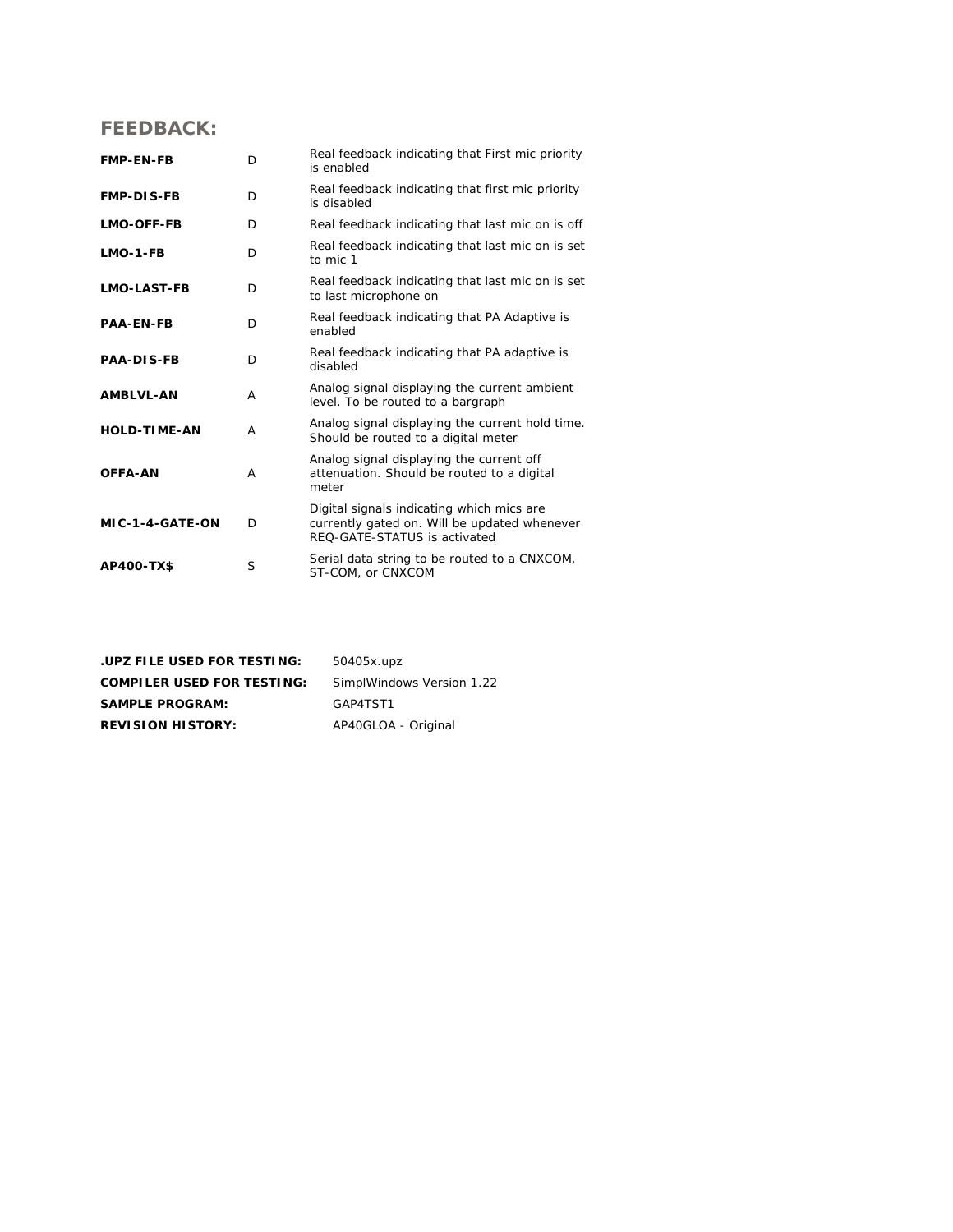## FEEDBACK:

| | | |
|---|---|---|
| **FMP-EN-FB** | D | Real feedback indicating that First mic priority is enabled |
| **FMP-DIS-FB** | D | Real feedback indicating that first mic priority is disabled |
| **LMO-OFF-FB** | D | Real feedback indicating that last mic on is off |
| **LMO-1-FB** | D | Real feedback indicating that last mic on is set to mic 1 |
| **LMO-LAST-FB** | D | Real feedback indicating that last mic on is set to last microphone on |
| **PAA-EN-FB** | D | Real feedback indicating that PA Adaptive is enabled |
| **PAA-DIS-FB** | D | Real feedback indicating that PA adaptive is disabled |
| **AMBLVL-AN** | A | Analog signal displaying the current ambient level. To be routed to a bargraph |
| **HOLD-TIME-AN** | A | Analog signal displaying the current hold time. Should be routed to a digital meter |
| **OFFA-AN** | A | Analog signal displaying the current off attenuation. Should be routed to a digital meter |
| **MIC-1-4-GATE-ON** | D | Digital signals indicating which mics are currently gated on. Will be updated whenever REQ-GATE-STATUS is activated |
| **AP400-TX$** | S | Serial data string to be routed to a CNXCOM, ST-COM, or CNXCOM |

| | |
|---|---|
| **.UPZ FILE USED FOR TESTING:** | 50405x.upz |
| **COMPILER USED FOR TESTING:** | SimplWindows Version 1.22 |
| **SAMPLE PROGRAM:** | GAP4TST1 |
| **REVISION HISTORY:** | AP40GLOA - Original |